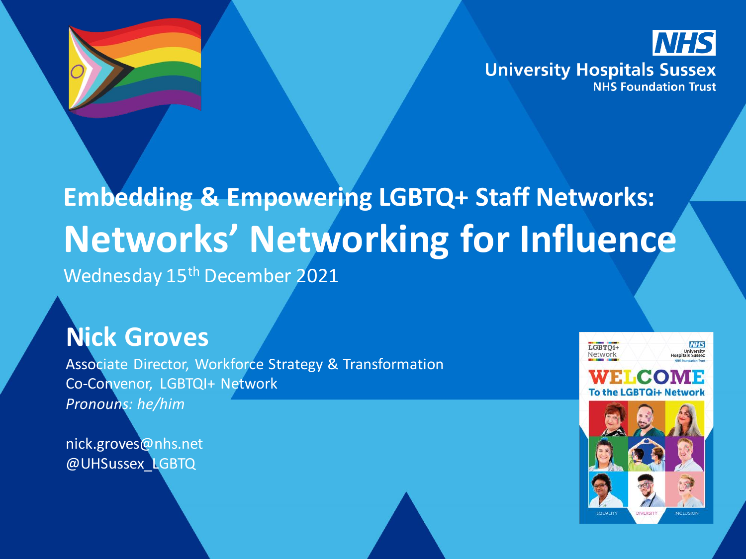University Hospitals Sussex
NHS Foundation Trust

# Embedding & Empowering LGBTQ+ Staff Networks:

# Networks' Networking for Influence

Wednesday 15th December 2021

## Nick Groves

Associate Director, Workforce Strategy & Transformation
Co-Convenor, LGBTQI+ Network
*Pronouns: he/him*

nick.groves@nhs.net
@UHSussex_LGBTQ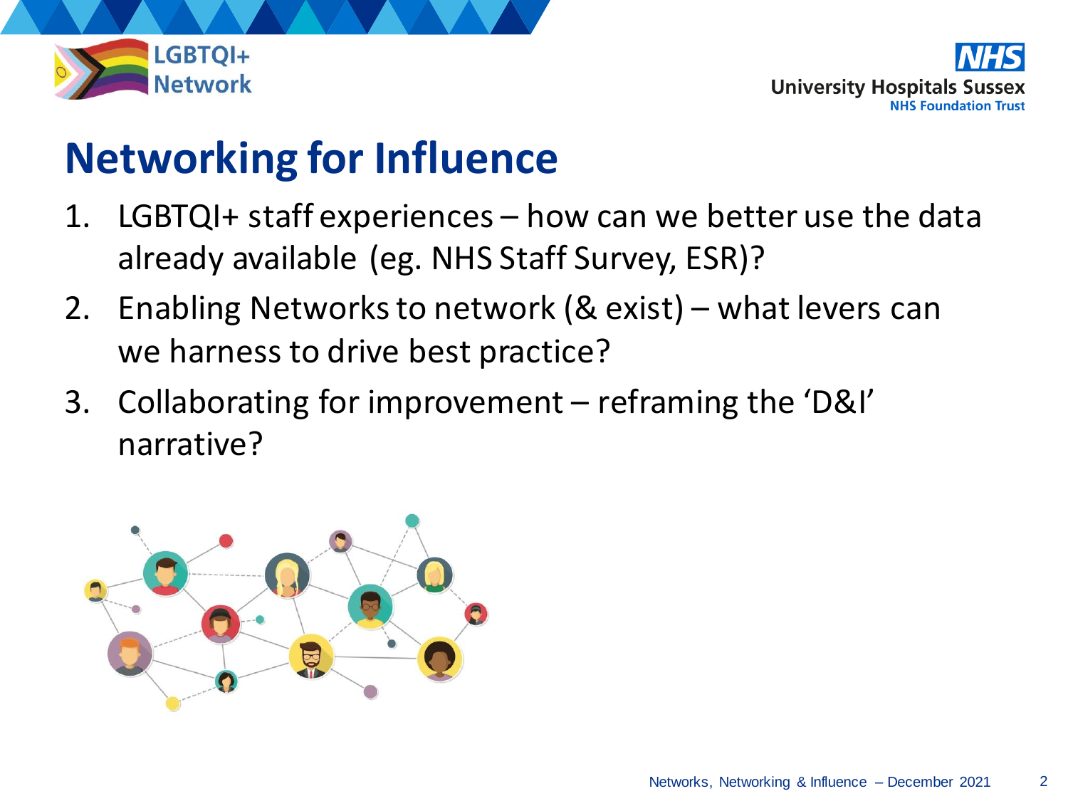# Networking for Influence

1. LGBTQI+ staff experiences – how can we better use the data already available (eg. NHS Staff Survey, ESR)?
2. Enabling Networks to network (& exist) – what levers can we harness to drive best practice?
3. Collaborating for improvement – reframing the 'D&I' narrative?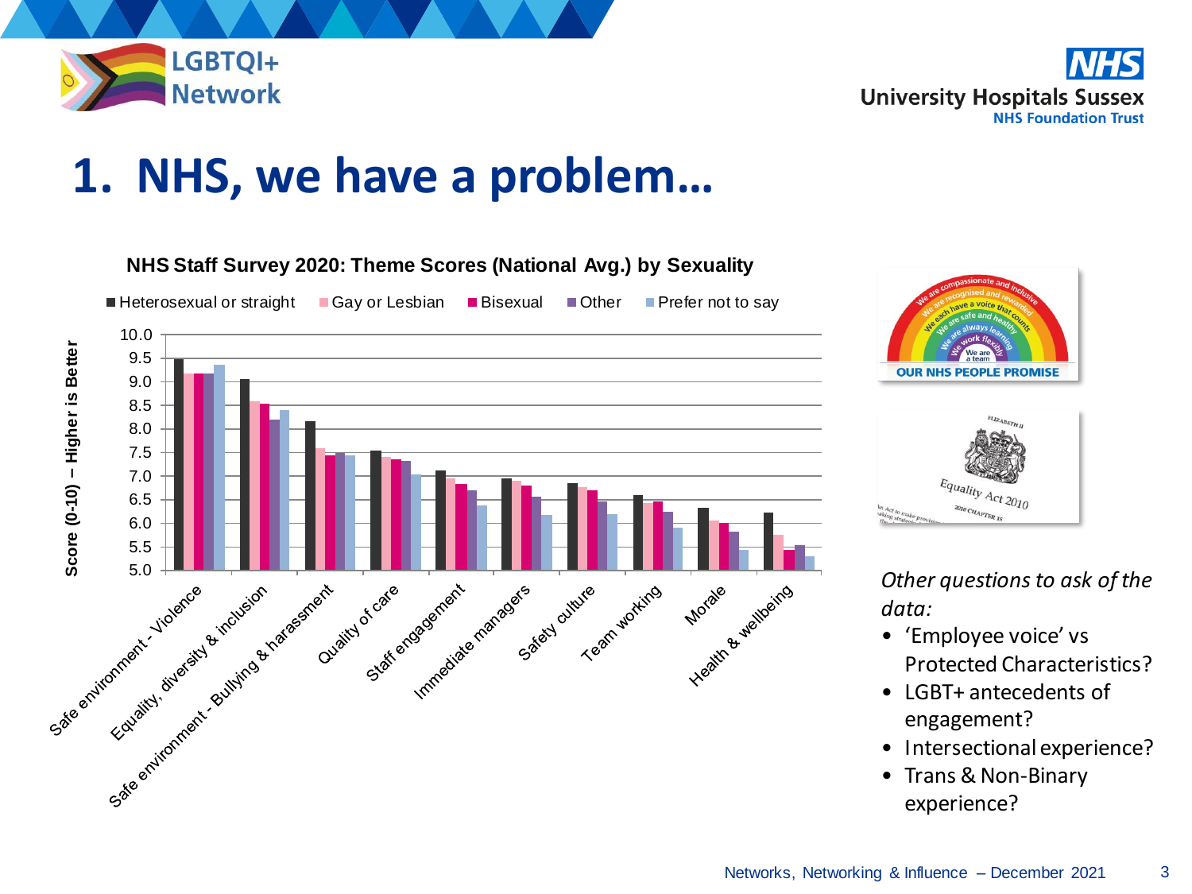# 1. NHS, we have a problem…

**NHS Staff Survey 2020: Theme Scores (National Avg.) by Sexuality**

Legend: Heterosexual or straight, Gay or Lesbian, Bisexual, Other, Prefer not to say

Y-axis: Score (0-10) – Higher is Better

X-axis categories: Safe environment - Violence; Equality, diversity & inclusion; Safe environment - Bullying & harassment; Quality of care; Staff engagement; Immediate managers; Safety culture; Team working; Morale; Health & wellbeing

OUR NHS PEOPLE PROMISE

Equality Act 2010

*Other questions to ask of the data:*

- 'Employee voice' vs Protected Characteristics?
- LGBT+ antecedents of engagement?
- Intersectional experience?
- Trans & Non-Binary experience?

Networks, Networking & Influence – December 2021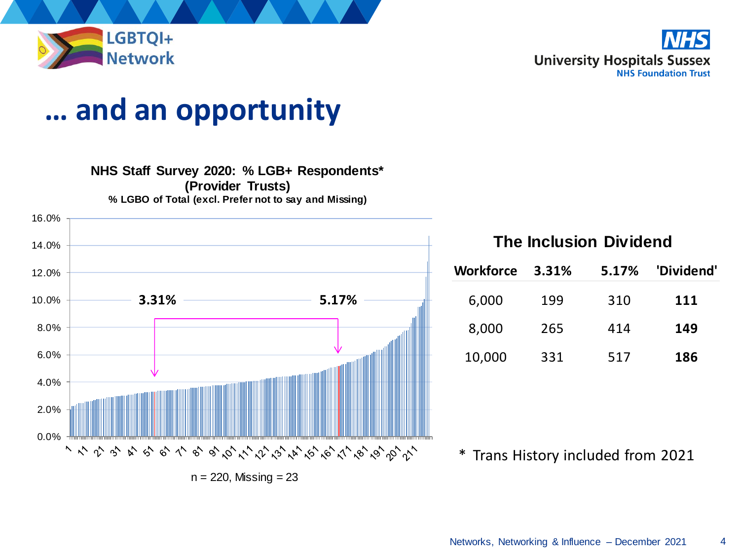# … and an opportunity

**NHS Staff Survey 2020: % LGB+ Respondents\***
**(Provider Trusts)**
**% LGBO of Total (excl. Prefer not to say and Missing)**

3.31% → 5.17%

n = 220, Missing = 23

## The Inclusion Dividend

| Workforce | 3.31% | 5.17% | 'Dividend' |
|---|---|---|---|
| 6,000 | 199 | 310 | **111** |
| 8,000 | 265 | 414 | **149** |
| 10,000 | 331 | 517 | **186** |

\* Trans History included from 2021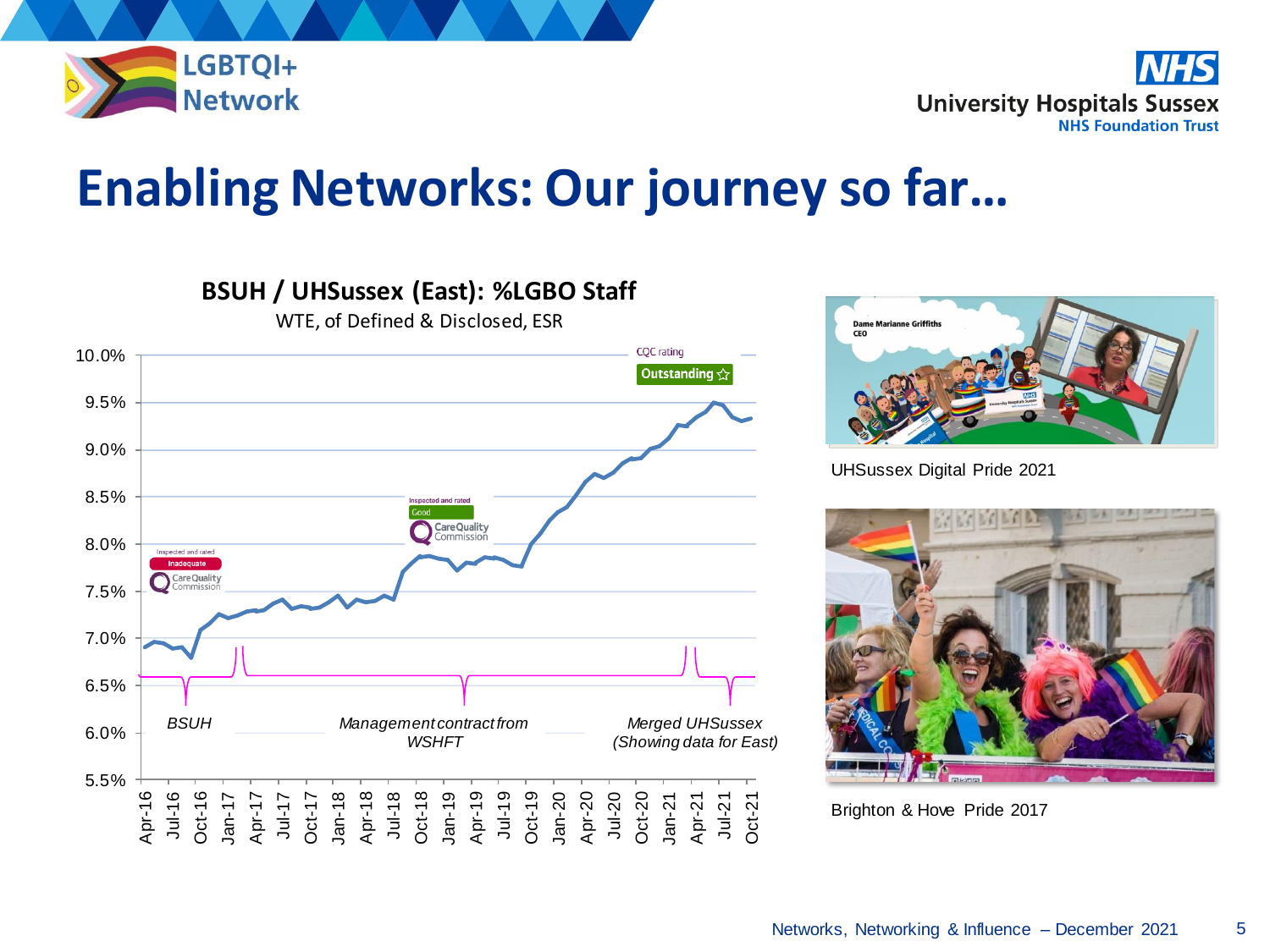# Enabling Networks: Our journey so far…

## BSUH / UHSussex (East): %LGBO Staff

WTE, of Defined & Disclosed, ESR

CQC rating: Inspected and rated Inadequate → Inspected and rated Good → Outstanding

*BSUH* | *Management contract from WSHFT* | *Merged UHSussex (Showing data for East)*

UHSussex Digital Pride 2021

Brighton & Hove Pride 2017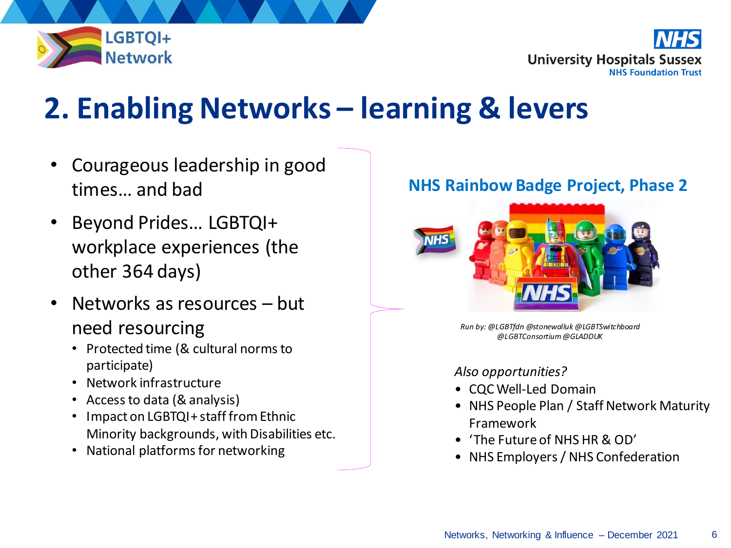# 2. Enabling Networks – learning & levers

- Courageous leadership in good times… and bad
- Beyond Prides… LGBTQI+ workplace experiences (the other 364 days)
- Networks as resources – but need resourcing
  - Protected time (& cultural norms to participate)
  - Network infrastructure
  - Access to data (& analysis)
  - Impact on LGBTQI+ staff from Ethnic Minority backgrounds, with Disabilities etc.
  - National platforms for networking

## NHS Rainbow Badge Project, Phase 2

*Run by: @LGBTfdn @stonewalluk @LGBTSwitchboard @LGBTConsortium @GLADDUK*

*Also opportunities?*

- CQC Well-Led Domain
- NHS People Plan / Staff Network Maturity Framework
- 'The Future of NHS HR & OD'
- NHS Employers / NHS Confederation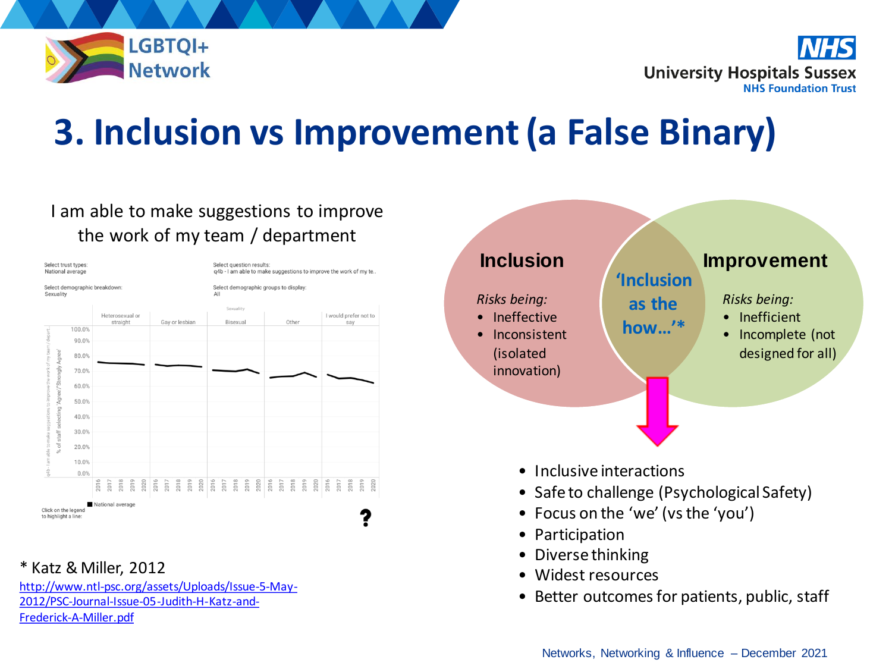# 3. Inclusion vs Improvement (a False Binary)

I am able to make suggestions to improve the work of my team / department

Select trust types: National average

Select question results: q4b - I am able to make suggestions to improve the work of my te..

Select demographic breakdown: Sexuality

Select demographic groups to display: All

Sexuality

Heterosexual or straight | Gay or lesbian | Bisexual | Other | I would prefer not to say

% of staff selecting 'Agree'/'Strongly Agree'

100.0% 90.0% 80.0% 70.0% 60.0% 50.0% 40.0% 30.0% 20.0% 10.0% 0.0%

2016 2017 2018 2019 2020

National average

Click on the legend to highlight a line:

?

**Inclusion**

*Risks being:*

- Ineffective
- Inconsistent (isolated innovation)

**'Inclusion as the how…'***

**Improvement**

*Risks being:*

- Inefficient
- Incomplete (not designed for all)

- Inclusive interactions
- Safe to challenge (Psychological Safety)
- Focus on the 'we' (vs the 'you')
- Participation
- Diverse thinking
- Widest resources
- Better outcomes for patients, public, staff

* Katz & Miller, 2012
http://www.ntl-psc.org/assets/Uploads/Issue-5-May-2012/PSC-Journal-Issue-05-Judith-H-Katz-and-Frederick-A-Miller.pdf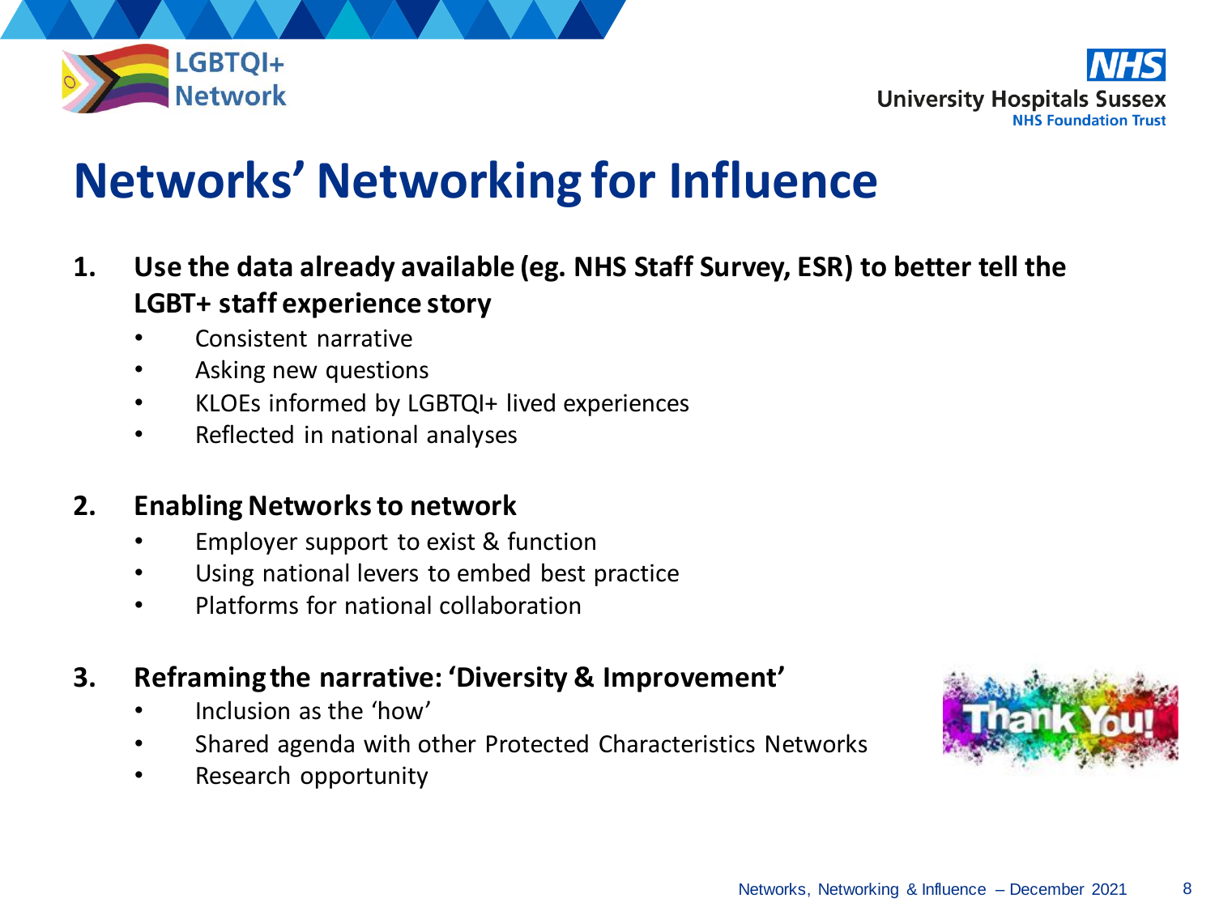# Networks' Networking for Influence

1. **Use the data already available (eg. NHS Staff Survey, ESR) to better tell the LGBT+ staff experience story**
   - Consistent narrative
   - Asking new questions
   - KLOEs informed by LGBTQI+ lived experiences
   - Reflected in national analyses

2. **Enabling Networks to network**
   - Employer support to exist & function
   - Using national levers to embed best practice
   - Platforms for national collaboration

3. **Reframing the narrative: 'Diversity & Improvement'**
   - Inclusion as the 'how'
   - Shared agenda with other Protected Characteristics Networks
   - Research opportunity